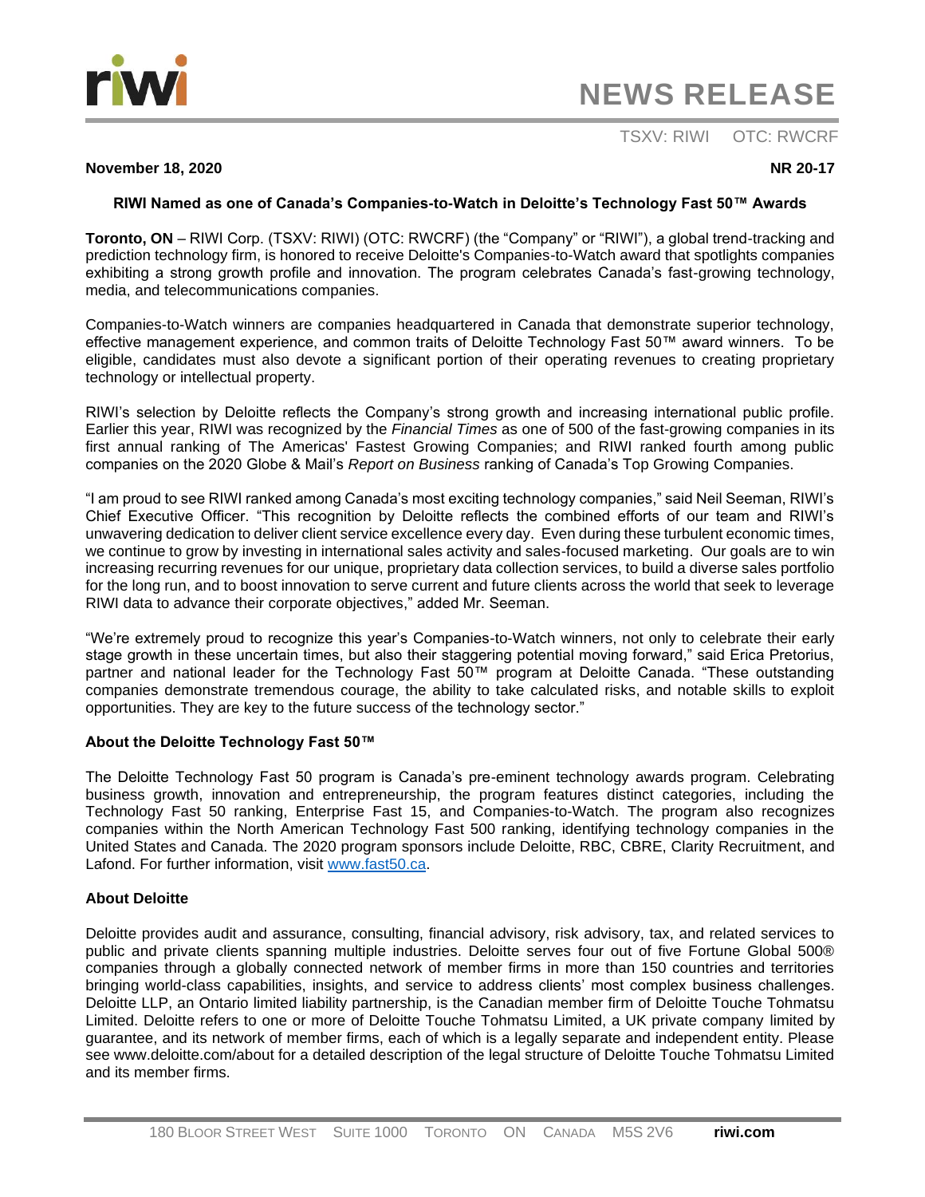# NEWS RELEASE

TSXV: RIWI OTC: RWCRF

**November 18, 2020** **NR 20-17**

**RIWI Named as one of Canada's Companies-to-Watch in Deloitte's Technology Fast 50™ Awards**

**Toronto, ON** – RIWI Corp. (TSXV: RIWI) (OTC: RWCRF) (the "Company" or "RIWI"), a global trend-tracking and prediction technology firm, is honored to receive Deloitte's Companies-to-Watch award that spotlights companies exhibiting a strong growth profile and innovation. The program celebrates Canada's fast-growing technology, media, and telecommunications companies.

Companies-to-Watch winners are companies headquartered in Canada that demonstrate superior technology, effective management experience, and common traits of Deloitte Technology Fast 50™ award winners. To be eligible, candidates must also devote a significant portion of their operating revenues to creating proprietary technology or intellectual property.

RIWI's selection by Deloitte reflects the Company's strong growth and increasing international public profile. Earlier this year, RIWI was recognized by the *Financial Times* as one of 500 of the fast-growing companies in its first annual ranking of The Americas' Fastest Growing Companies; and RIWI ranked fourth among public companies on the 2020 Globe & Mail's *Report on Business* ranking of Canada's Top Growing Companies.

"I am proud to see RIWI ranked among Canada's most exciting technology companies," said Neil Seeman, RIWI's Chief Executive Officer. "This recognition by Deloitte reflects the combined efforts of our team and RIWI's unwavering dedication to deliver client service excellence every day. Even during these turbulent economic times, we continue to grow by investing in international sales activity and sales-focused marketing. Our goals are to win increasing recurring revenues for our unique, proprietary data collection services, to build a diverse sales portfolio for the long run, and to boost innovation to serve current and future clients across the world that seek to leverage RIWI data to advance their corporate objectives," added Mr. Seeman.

"We're extremely proud to recognize this year's Companies-to-Watch winners, not only to celebrate their early stage growth in these uncertain times, but also their staggering potential moving forward," said Erica Pretorius, partner and national leader for the Technology Fast 50™ program at Deloitte Canada. "These outstanding companies demonstrate tremendous courage, the ability to take calculated risks, and notable skills to exploit opportunities. They are key to the future success of the technology sector."

**About the Deloitte Technology Fast 50™**

The Deloitte Technology Fast 50 program is Canada's pre-eminent technology awards program. Celebrating business growth, innovation and entrepreneurship, the program features distinct categories, including the Technology Fast 50 ranking, Enterprise Fast 15, and Companies-to-Watch. The program also recognizes companies within the North American Technology Fast 500 ranking, identifying technology companies in the United States and Canada. The 2020 program sponsors include Deloitte, RBC, CBRE, Clarity Recruitment, and Lafond. For further information, visit [www.fast50.ca](www.fast50.ca).

**About Deloitte**

Deloitte provides audit and assurance, consulting, financial advisory, risk advisory, tax, and related services to public and private clients spanning multiple industries. Deloitte serves four out of five Fortune Global 500® companies through a globally connected network of member firms in more than 150 countries and territories bringing world-class capabilities, insights, and service to address clients' most complex business challenges. Deloitte LLP, an Ontario limited liability partnership, is the Canadian member firm of Deloitte Touche Tohmatsu Limited. Deloitte refers to one or more of Deloitte Touche Tohmatsu Limited, a UK private company limited by guarantee, and its network of member firms, each of which is a legally separate and independent entity. Please see www.deloitte.com/about for a detailed description of the legal structure of Deloitte Touche Tohmatsu Limited and its member firms.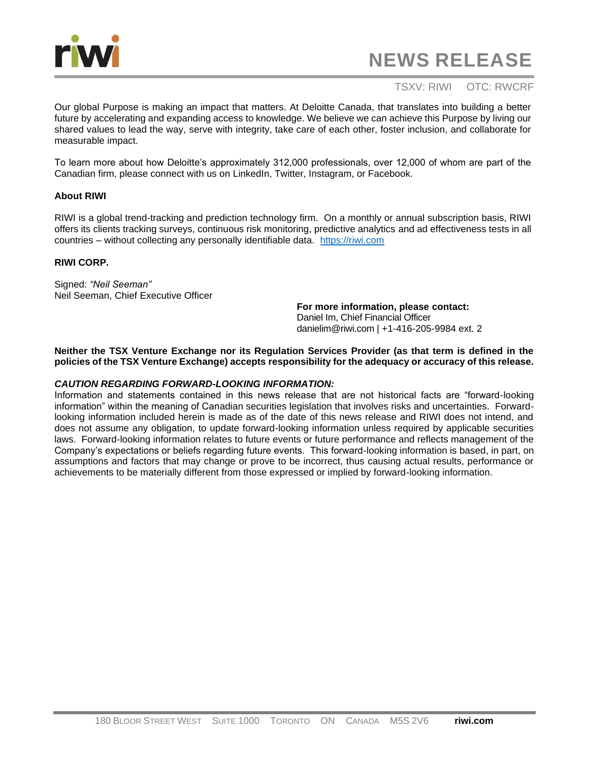Our global Purpose is making an impact that matters. At Deloitte Canada, that translates into building a better future by accelerating and expanding access to knowledge. We believe we can achieve this Purpose by living our shared values to lead the way, serve with integrity, take care of each other, foster inclusion, and collaborate for measurable impact.

To learn more about how Deloitte's approximately 312,000 professionals, over 12,000 of whom are part of the Canadian firm, please connect with us on LinkedIn, Twitter, Instagram, or Facebook.

**About RIWI**

RIWI is a global trend-tracking and prediction technology firm. On a monthly or annual subscription basis, RIWI offers its clients tracking surveys, continuous risk monitoring, predictive analytics and ad effectiveness tests in all countries – without collecting any personally identifiable data. https://riwi.com

**RIWI CORP.**

Signed: *"Neil Seeman"*
Neil Seeman, Chief Executive Officer

**For more information, please contact:**
Daniel Im, Chief Financial Officer
danielim@riwi.com | +1-416-205-9984 ext. 2

**Neither the TSX Venture Exchange nor its Regulation Services Provider (as that term is defined in the policies of the TSX Venture Exchange) accepts responsibility for the adequacy or accuracy of this release.**

***CAUTION REGARDING FORWARD-LOOKING INFORMATION:***
Information and statements contained in this news release that are not historical facts are "forward-looking information" within the meaning of Canadian securities legislation that involves risks and uncertainties. Forward-looking information included herein is made as of the date of this news release and RIWI does not intend, and does not assume any obligation, to update forward-looking information unless required by applicable securities laws. Forward-looking information relates to future events or future performance and reflects management of the Company's expectations or beliefs regarding future events. This forward-looking information is based, in part, on assumptions and factors that may change or prove to be incorrect, thus causing actual results, performance or achievements to be materially different from those expressed or implied by forward-looking information.